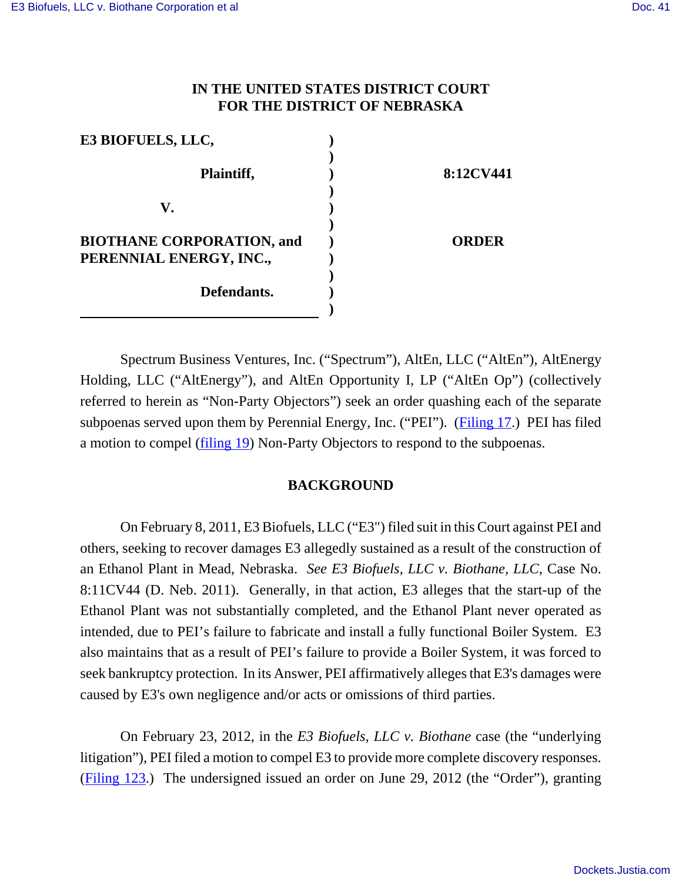# IN THE UNITED STATES DISTRICT COURT FOR THE DISTRICT OF NEBRASKA

| | | |
|---|---|---|
| **E3 BIOFUELS, LLC,** | ) | |
| | ) | |
| **Plaintiff,** | ) | **8:12CV441** |
| | ) | |
| **V.** | ) | |
| | ) | |
| **BIOTHANE CORPORATION, and PERENNIAL ENERGY, INC.,** | ) | **ORDER** |
| | ) | |
| **Defendants.** | ) | |

Spectrum Business Ventures, Inc. ("Spectrum"), AltEn, LLC ("AltEn"), AltEnergy Holding, LLC ("AltEnergy"), and AltEn Opportunity I, LP ("AltEn Op") (collectively referred to herein as "Non-Party Objectors") seek an order quashing each of the separate subpoenas served upon them by Perennial Energy, Inc. ("PEI"). (Filing 17.) PEI has filed a motion to compel (filing 19) Non-Party Objectors to respond to the subpoenas.

## BACKGROUND

On February 8, 2011, E3 Biofuels, LLC ("E3") filed suit in this Court against PEI and others, seeking to recover damages E3 allegedly sustained as a result of the construction of an Ethanol Plant in Mead, Nebraska. *See E3 Biofuels, LLC v. Biothane, LLC*, Case No. 8:11CV44 (D. Neb. 2011). Generally, in that action, E3 alleges that the start-up of the Ethanol Plant was not substantially completed, and the Ethanol Plant never operated as intended, due to PEI's failure to fabricate and install a fully functional Boiler System. E3 also maintains that as a result of PEI's failure to provide a Boiler System, it was forced to seek bankruptcy protection. In its Answer, PEI affirmatively alleges that E3's damages were caused by E3's own negligence and/or acts or omissions of third parties.

On February 23, 2012, in the *E3 Biofuels, LLC v. Biothane* case (the "underlying litigation"), PEI filed a motion to compel E3 to provide more complete discovery responses. (Filing 123.) The undersigned issued an order on June 29, 2012 (the "Order"), granting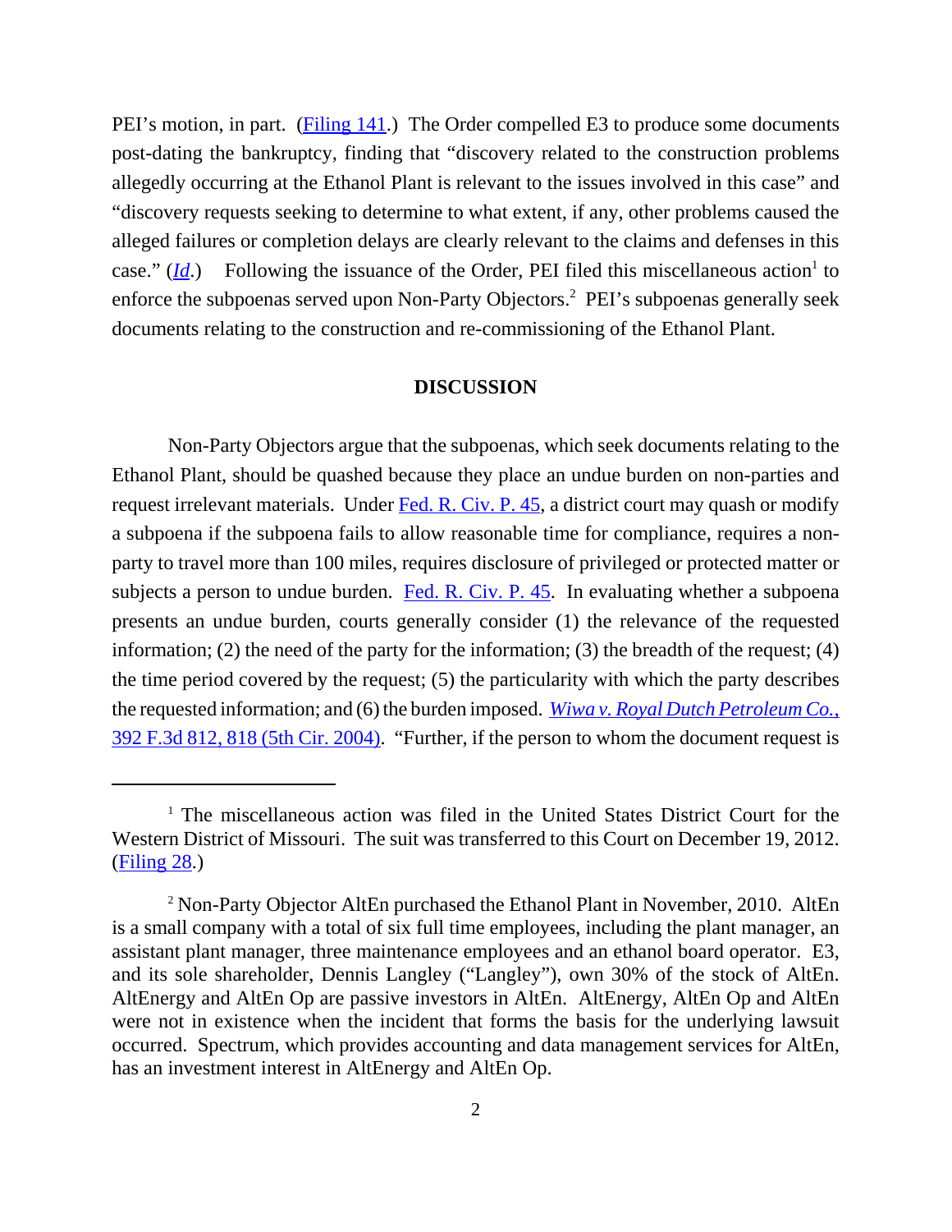PEI's motion, in part. (Filing 141.) The Order compelled E3 to produce some documents post-dating the bankruptcy, finding that "discovery related to the construction problems allegedly occurring at the Ethanol Plant is relevant to the issues involved in this case" and "discovery requests seeking to determine to what extent, if any, other problems caused the alleged failures or completion delays are clearly relevant to the claims and defenses in this case." (*Id*.) Following the issuance of the Order, PEI filed this miscellaneous action[1] to enforce the subpoenas served upon Non-Party Objectors.[2] PEI's subpoenas generally seek documents relating to the construction and re-commissioning of the Ethanol Plant.

## DISCUSSION

Non-Party Objectors argue that the subpoenas, which seek documents relating to the Ethanol Plant, should be quashed because they place an undue burden on non-parties and request irrelevant materials. Under Fed. R. Civ. P. 45, a district court may quash or modify a subpoena if the subpoena fails to allow reasonable time for compliance, requires a non-party to travel more than 100 miles, requires disclosure of privileged or protected matter or subjects a person to undue burden. Fed. R. Civ. P. 45. In evaluating whether a subpoena presents an undue burden, courts generally consider (1) the relevance of the requested information; (2) the need of the party for the information; (3) the breadth of the request; (4) the time period covered by the request; (5) the particularity with which the party describes the requested information; and (6) the burden imposed. *Wiwa v. Royal Dutch Petroleum Co.*, 392 F.3d 812, 818 (5th Cir. 2004). "Further, if the person to whom the document request is

---

[1] The miscellaneous action was filed in the United States District Court for the Western District of Missouri. The suit was transferred to this Court on December 19, 2012. (Filing 28.)

[2] Non-Party Objector AltEn purchased the Ethanol Plant in November, 2010. AltEn is a small company with a total of six full time employees, including the plant manager, an assistant plant manager, three maintenance employees and an ethanol board operator. E3, and its sole shareholder, Dennis Langley ("Langley"), own 30% of the stock of AltEn. AltEnergy and AltEn Op are passive investors in AltEn. AltEnergy, AltEn Op and AltEn were not in existence when the incident that forms the basis for the underlying lawsuit occurred. Spectrum, which provides accounting and data management services for AltEn, has an investment interest in AltEnergy and AltEn Op.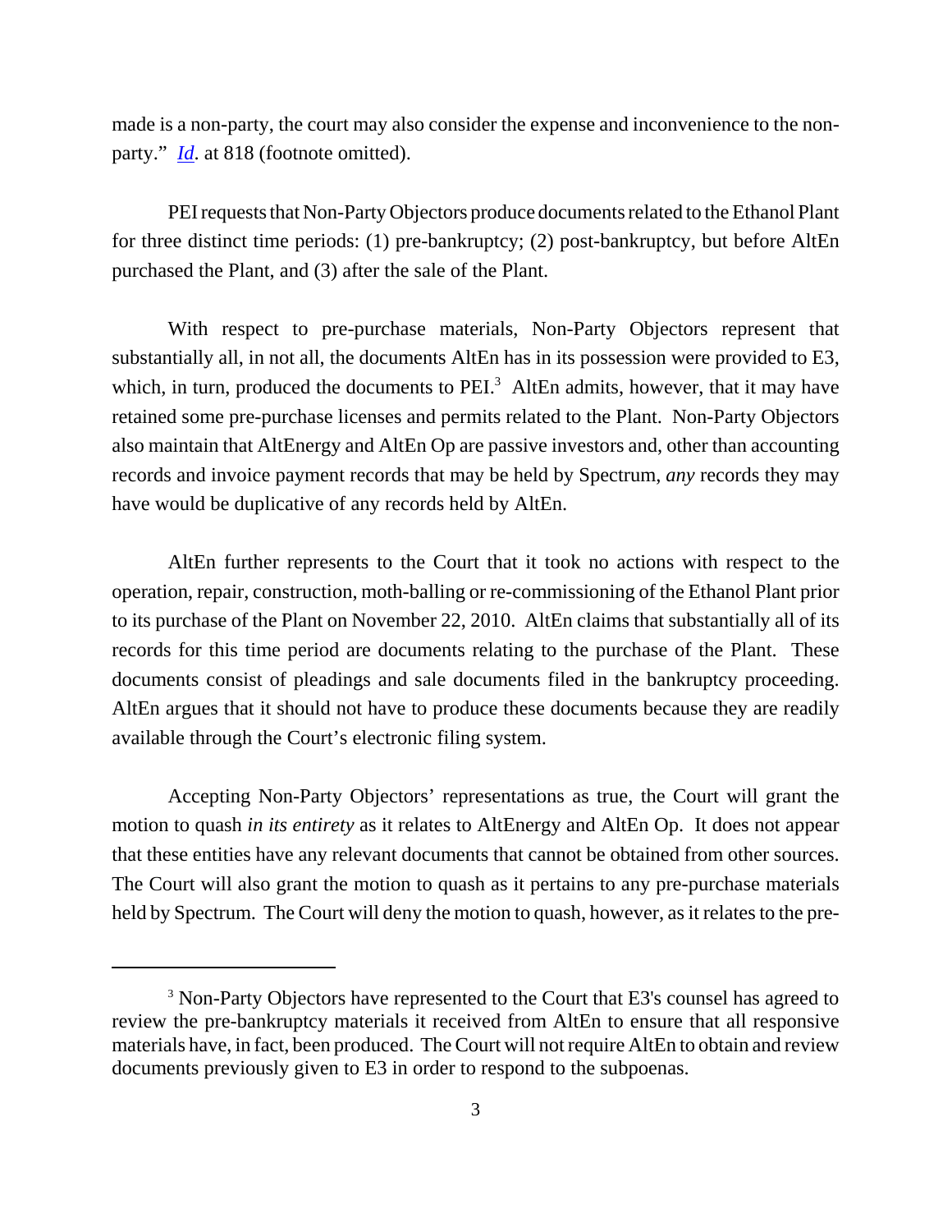made is a non-party, the court may also consider the expense and inconvenience to the non-party." *Id*. at 818 (footnote omitted).

PEI requests that Non-Party Objectors produce documents related to the Ethanol Plant for three distinct time periods: (1) pre-bankruptcy; (2) post-bankruptcy, but before AltEn purchased the Plant, and (3) after the sale of the Plant.

With respect to pre-purchase materials, Non-Party Objectors represent that substantially all, in not all, the documents AltEn has in its possession were provided to E3, which, in turn, produced the documents to PEI.[3] AltEn admits, however, that it may have retained some pre-purchase licenses and permits related to the Plant. Non-Party Objectors also maintain that AltEnergy and AltEn Op are passive investors and, other than accounting records and invoice payment records that may be held by Spectrum, *any* records they may have would be duplicative of any records held by AltEn.

AltEn further represents to the Court that it took no actions with respect to the operation, repair, construction, moth-balling or re-commissioning of the Ethanol Plant prior to its purchase of the Plant on November 22, 2010. AltEn claims that substantially all of its records for this time period are documents relating to the purchase of the Plant. These documents consist of pleadings and sale documents filed in the bankruptcy proceeding. AltEn argues that it should not have to produce these documents because they are readily available through the Court's electronic filing system.

Accepting Non-Party Objectors' representations as true, the Court will grant the motion to quash *in its entirety* as it relates to AltEnergy and AltEn Op. It does not appear that these entities have any relevant documents that cannot be obtained from other sources. The Court will also grant the motion to quash as it pertains to any pre-purchase materials held by Spectrum. The Court will deny the motion to quash, however, as it relates to the pre-

[3] Non-Party Objectors have represented to the Court that E3's counsel has agreed to review the pre-bankruptcy materials it received from AltEn to ensure that all responsive materials have, in fact, been produced. The Court will not require AltEn to obtain and review documents previously given to E3 in order to respond to the subpoenas.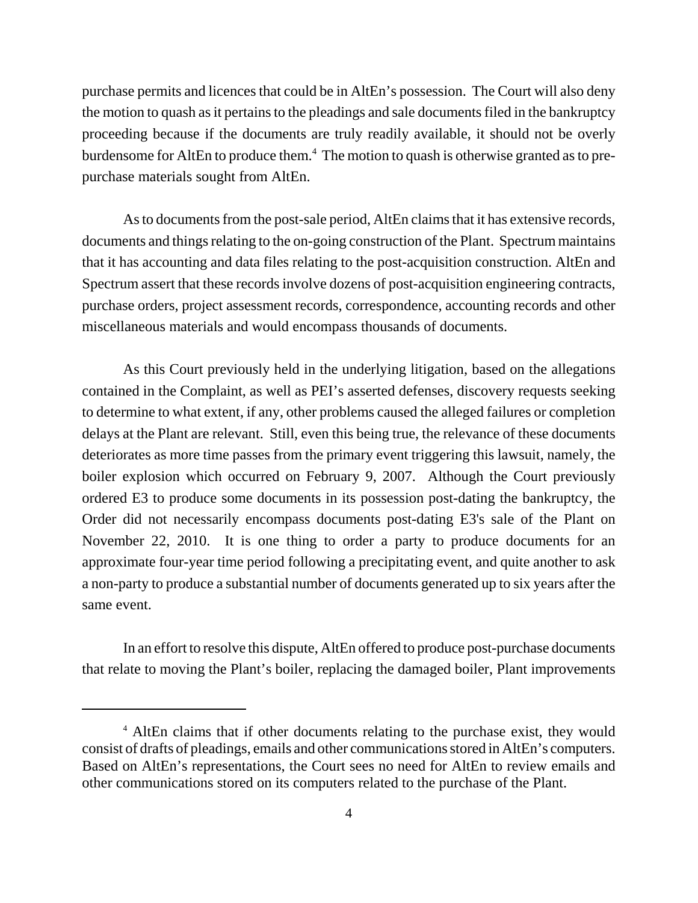purchase permits and licences that could be in AltEn's possession. The Court will also deny the motion to quash as it pertains to the pleadings and sale documents filed in the bankruptcy proceeding because if the documents are truly readily available, it should not be overly burdensome for AltEn to produce them.[4] The motion to quash is otherwise granted as to pre-purchase materials sought from AltEn.

As to documents from the post-sale period, AltEn claims that it has extensive records, documents and things relating to the on-going construction of the Plant. Spectrum maintains that it has accounting and data files relating to the post-acquisition construction. AltEn and Spectrum assert that these records involve dozens of post-acquisition engineering contracts, purchase orders, project assessment records, correspondence, accounting records and other miscellaneous materials and would encompass thousands of documents.

As this Court previously held in the underlying litigation, based on the allegations contained in the Complaint, as well as PEI's asserted defenses, discovery requests seeking to determine to what extent, if any, other problems caused the alleged failures or completion delays at the Plant are relevant. Still, even this being true, the relevance of these documents deteriorates as more time passes from the primary event triggering this lawsuit, namely, the boiler explosion which occurred on February 9, 2007. Although the Court previously ordered E3 to produce some documents in its possession post-dating the bankruptcy, the Order did not necessarily encompass documents post-dating E3's sale of the Plant on November 22, 2010. It is one thing to order a party to produce documents for an approximate four-year time period following a precipitating event, and quite another to ask a non-party to produce a substantial number of documents generated up to six years after the same event.

In an effort to resolve this dispute, AltEn offered to produce post-purchase documents that relate to moving the Plant's boiler, replacing the damaged boiler, Plant improvements

---

[4] AltEn claims that if other documents relating to the purchase exist, they would consist of drafts of pleadings, emails and other communications stored in AltEn's computers. Based on AltEn's representations, the Court sees no need for AltEn to review emails and other communications stored on its computers related to the purchase of the Plant.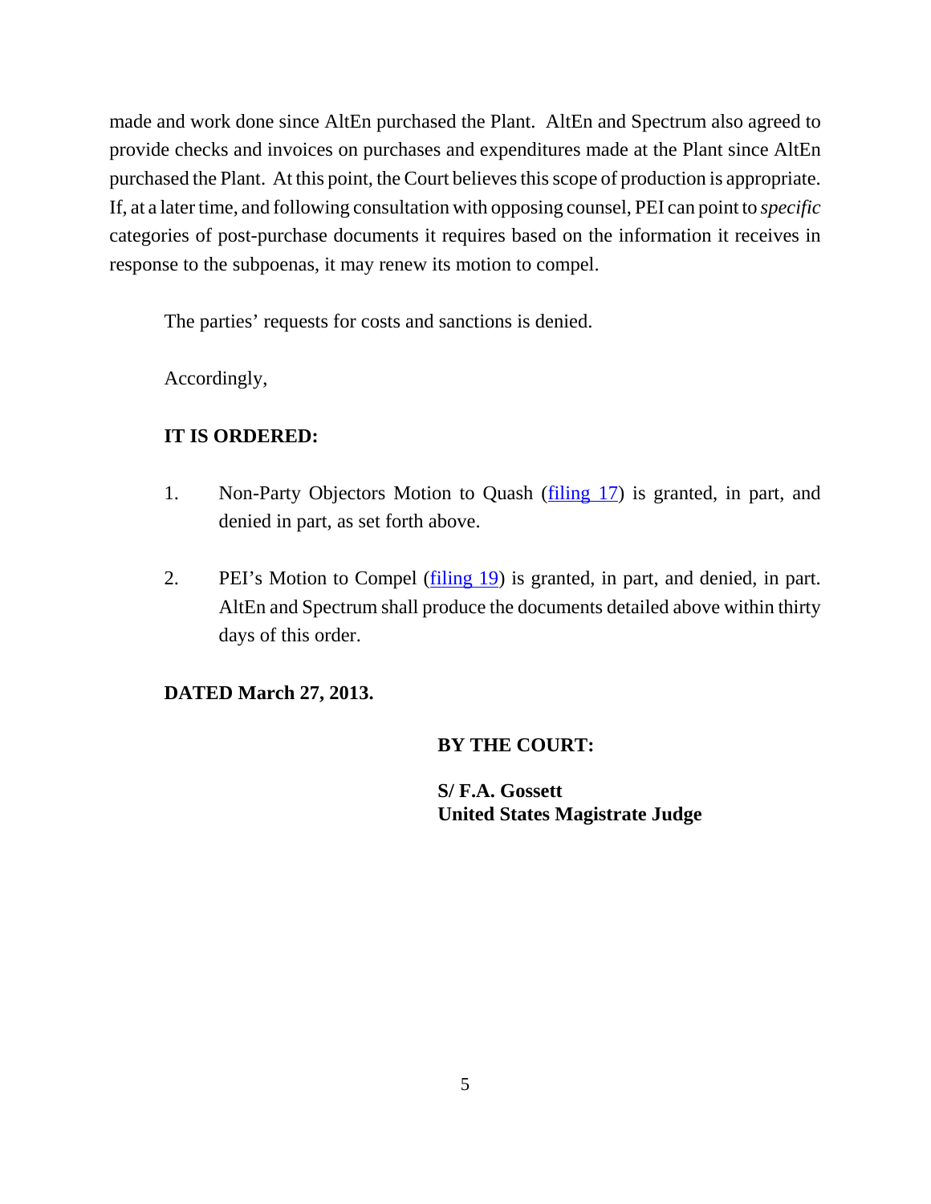made and work done since AltEn purchased the Plant. AltEn and Spectrum also agreed to provide checks and invoices on purchases and expenditures made at the Plant since AltEn purchased the Plant. At this point, the Court believes this scope of production is appropriate. If, at a later time, and following consultation with opposing counsel, PEI can point to *specific* categories of post-purchase documents it requires based on the information it receives in response to the subpoenas, it may renew its motion to compel.

The parties' requests for costs and sanctions is denied.

Accordingly,

**IT IS ORDERED:**

1. Non-Party Objectors Motion to Quash (filing 17) is granted, in part, and denied in part, as set forth above.

2. PEI's Motion to Compel (filing 19) is granted, in part, and denied, in part. AltEn and Spectrum shall produce the documents detailed above within thirty days of this order.

**DATED March 27, 2013.**

**BY THE COURT:**

**S/ F.A. Gossett**
**United States Magistrate Judge**